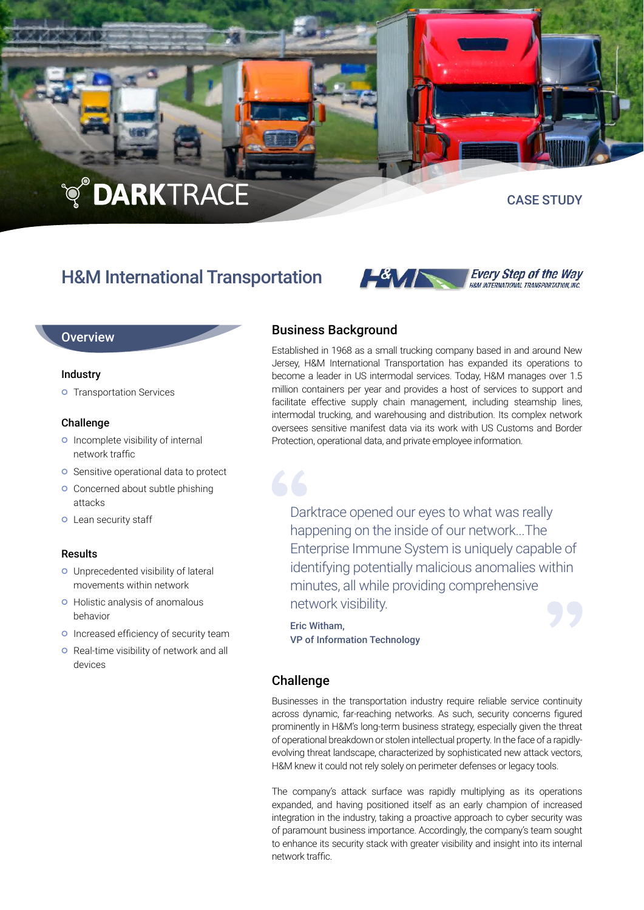DARKTRACE

CASE STUDY

# H&M International Transportation

Every Step of the Way
H&M INTERNATIONAL TRANSPORTATION, INC.

## Overview

### Industry

- Transportation Services

### Challenge

- Incomplete visibility of internal network traffic
- Sensitive operational data to protect
- Concerned about subtle phishing attacks
- Lean security staff

### Results

- Unprecedented visibility of lateral movements within network
- Holistic analysis of anomalous behavior
- Increased efficiency of security team
- Real-time visibility of network and all devices

## Business Background

Established in 1968 as a small trucking company based in and around New Jersey, H&M International Transportation has expanded its operations to become a leader in US intermodal services. Today, H&M manages over 1.5 million containers per year and provides a host of services to support and facilitate effective supply chain management, including steamship lines, intermodal trucking, and warehousing and distribution. Its complex network oversees sensitive manifest data via its work with US Customs and Border Protection, operational data, and private employee information.

> Darktrace opened our eyes to what was really happening on the inside of our network...The Enterprise Immune System is uniquely capable of identifying potentially malicious anomalies within minutes, all while providing comprehensive network visibility.
>
> **Eric Witham,**
> **VP of Information Technology**

## Challenge

Businesses in the transportation industry require reliable service continuity across dynamic, far-reaching networks. As such, security concerns figured prominently in H&M's long-term business strategy, especially given the threat of operational breakdown or stolen intellectual property. In the face of a rapidly-evolving threat landscape, characterized by sophisticated new attack vectors, H&M knew it could not rely solely on perimeter defenses or legacy tools.

The company's attack surface was rapidly multiplying as its operations expanded, and having positioned itself as an early champion of increased integration in the industry, taking a proactive approach to cyber security was of paramount business importance. Accordingly, the company's team sought to enhance its security stack with greater visibility and insight into its internal network traffic.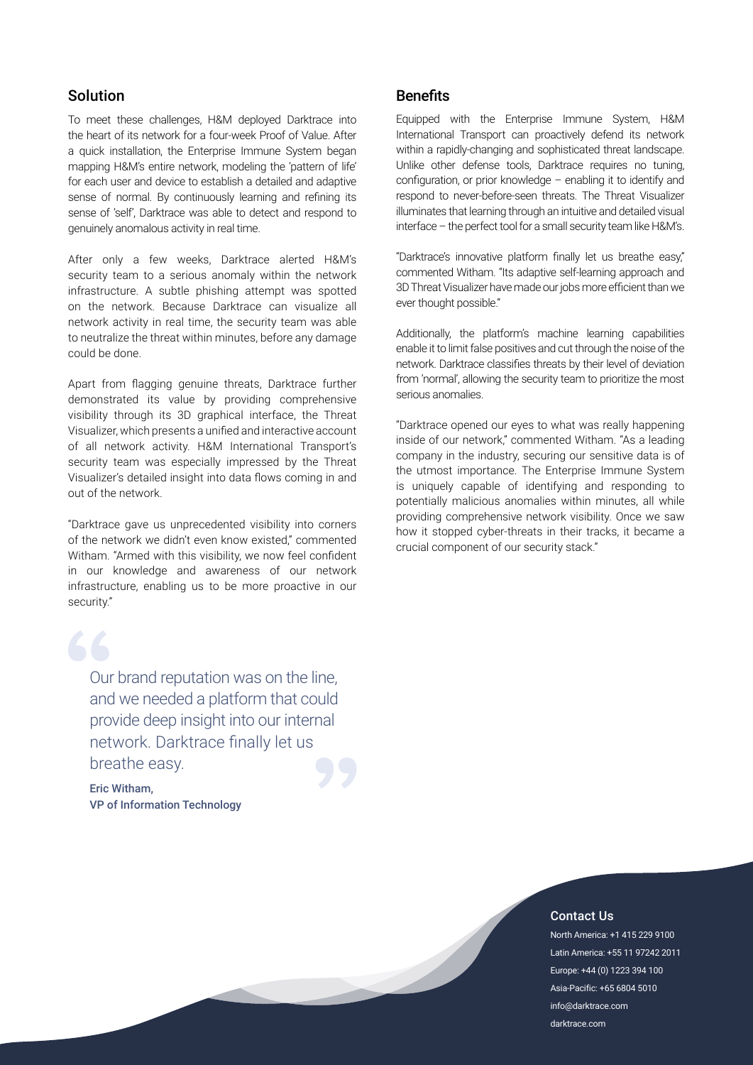## Solution

To meet these challenges, H&M deployed Darktrace into the heart of its network for a four-week Proof of Value. After a quick installation, the Enterprise Immune System began mapping H&M's entire network, modeling the 'pattern of life' for each user and device to establish a detailed and adaptive sense of normal. By continuously learning and refining its sense of 'self', Darktrace was able to detect and respond to genuinely anomalous activity in real time.

After only a few weeks, Darktrace alerted H&M's security team to a serious anomaly within the network infrastructure. A subtle phishing attempt was spotted on the network. Because Darktrace can visualize all network activity in real time, the security team was able to neutralize the threat within minutes, before any damage could be done.

Apart from flagging genuine threats, Darktrace further demonstrated its value by providing comprehensive visibility through its 3D graphical interface, the Threat Visualizer, which presents a unified and interactive account of all network activity. H&M International Transport's security team was especially impressed by the Threat Visualizer's detailed insight into data flows coming in and out of the network.

"Darktrace gave us unprecedented visibility into corners of the network we didn't even know existed," commented Witham. "Armed with this visibility, we now feel confident in our knowledge and awareness of our network infrastructure, enabling us to be more proactive in our security."

> Our brand reputation was on the line, and we needed a platform that could provide deep insight into our internal network. Darktrace finally let us breathe easy.
>
> **Eric Witham,**
> **VP of Information Technology**

## Benefits

Equipped with the Enterprise Immune System, H&M International Transport can proactively defend its network within a rapidly-changing and sophisticated threat landscape. Unlike other defense tools, Darktrace requires no tuning, configuration, or prior knowledge – enabling it to identify and respond to never-before-seen threats. The Threat Visualizer illuminates that learning through an intuitive and detailed visual interface – the perfect tool for a small security team like H&M's.

"Darktrace's innovative platform finally let us breathe easy," commented Witham. "Its adaptive self-learning approach and 3D Threat Visualizer have made our jobs more efficient than we ever thought possible."

Additionally, the platform's machine learning capabilities enable it to limit false positives and cut through the noise of the network. Darktrace classifies threats by their level of deviation from 'normal', allowing the security team to prioritize the most serious anomalies.

"Darktrace opened our eyes to what was really happening inside of our network," commented Witham. "As a leading company in the industry, securing our sensitive data is of the utmost importance. The Enterprise Immune System is uniquely capable of identifying and responding to potentially malicious anomalies within minutes, all while providing comprehensive network visibility. Once we saw how it stopped cyber-threats in their tracks, it became a crucial component of our security stack."

### Contact Us

North America: +1 415 229 9100
Latin America: +55 11 97242 2011
Europe: +44 (0) 1223 394 100
Asia-Pacific: +65 6804 5010
info@darktrace.com
darktrace.com